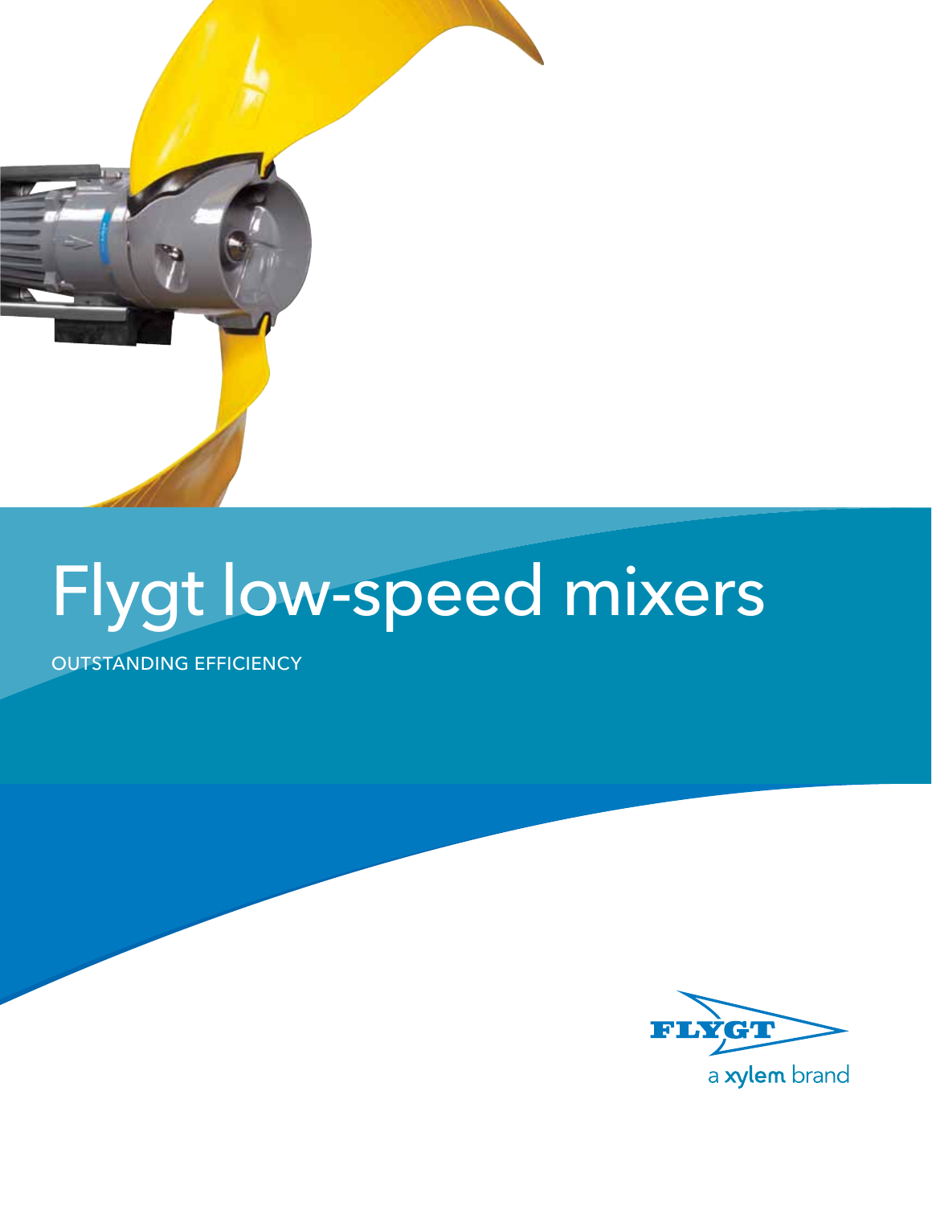# Flygt low-speed mixers

OUTSTANDING EFFICIENCY

FLYGT

a xylem brand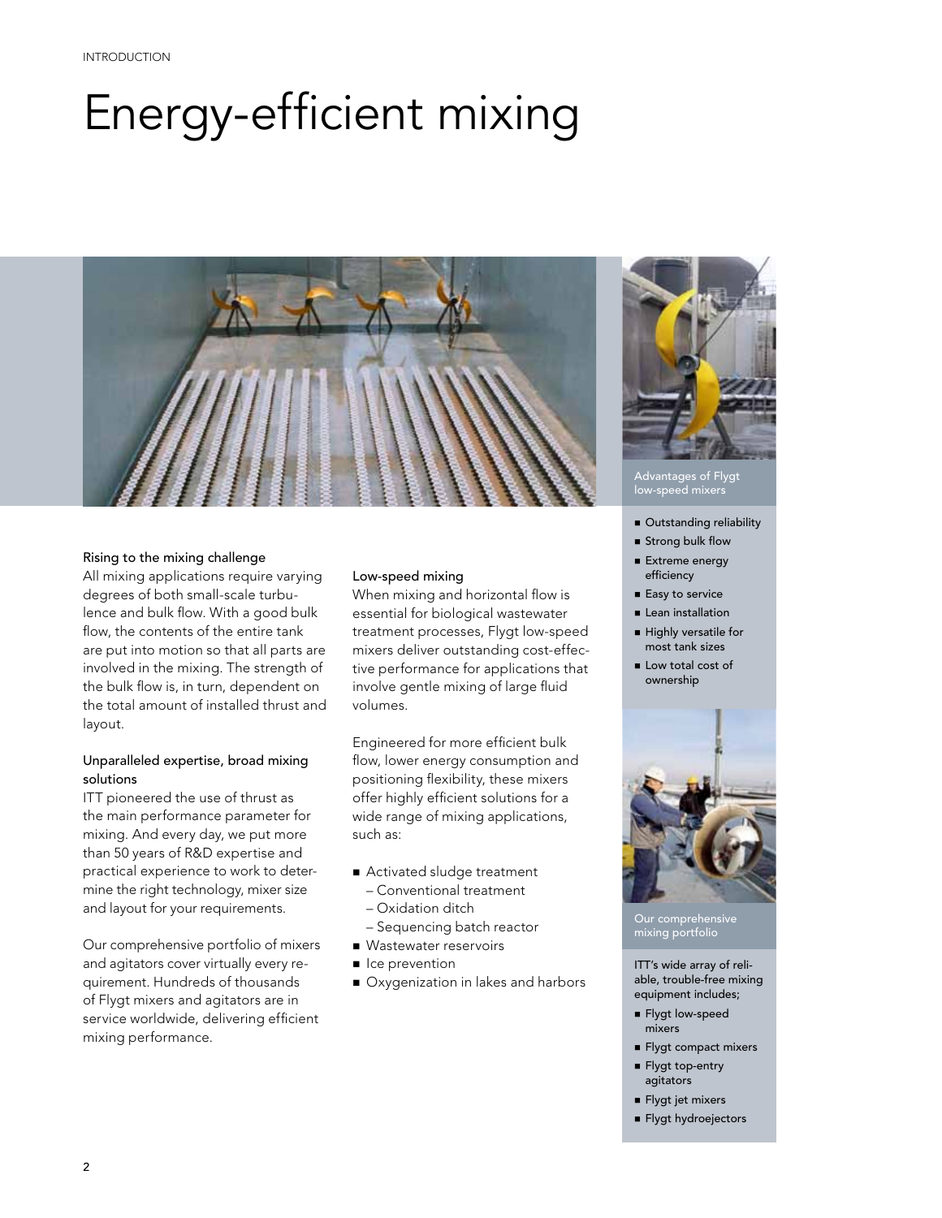# Energy-efficient mixing

## Rising to the mixing challenge

All mixing applications require varying degrees of both small-scale turbulence and bulk flow. With a good bulk flow, the contents of the entire tank are put into motion so that all parts are involved in the mixing. The strength of the bulk flow is, in turn, dependent on the total amount of installed thrust and layout.

## Unparalleled expertise, broad mixing solutions

ITT pioneered the use of thrust as the main performance parameter for mixing. And every day, we put more than 50 years of R&D expertise and practical experience to work to determine the right technology, mixer size and layout for your requirements.

Our comprehensive portfolio of mixers and agitators cover virtually every requirement. Hundreds of thousands of Flygt mixers and agitators are in service worldwide, delivering efficient mixing performance.

## Low-speed mixing

When mixing and horizontal flow is essential for biological wastewater treatment processes, Flygt low-speed mixers deliver outstanding cost-effective performance for applications that involve gentle mixing of large fluid volumes.

Engineered for more efficient bulk flow, lower energy consumption and positioning flexibility, these mixers offer highly efficient solutions for a wide range of mixing applications, such as:

- Activated sludge treatment
  - Conventional treatment
  - Oxidation ditch
  - Sequencing batch reactor
- Wastewater reservoirs
- Ice prevention
- Oxygenization in lakes and harbors

### Advantages of Flygt low-speed mixers

- Outstanding reliability
- Strong bulk flow
- Extreme energy efficiency
- Easy to service
- Lean installation
- Highly versatile for most tank sizes
- Low total cost of ownership

### Our comprehensive mixing portfolio

ITT's wide array of reliable, trouble-free mixing equipment includes;

- Flygt low-speed mixers
- Flygt compact mixers
- Flygt top-entry agitators
- Flygt jet mixers
- Flygt hydroejectors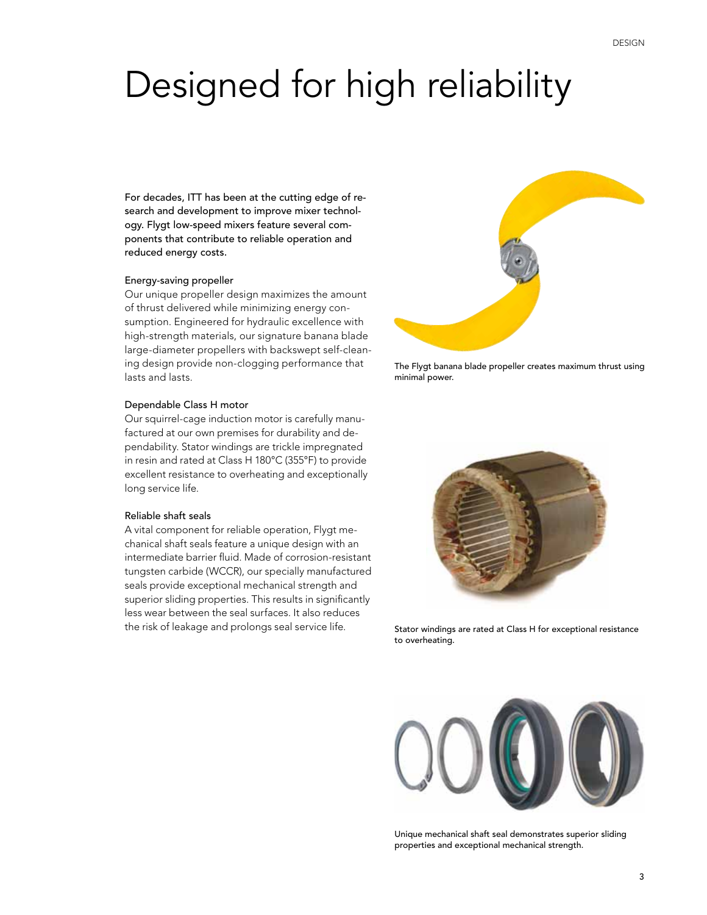# Designed for high reliability

**For decades, ITT has been at the cutting edge of research and development to improve mixer technology. Flygt low-speed mixers feature several components that contribute to reliable operation and reduced energy costs.**

### Energy-saving propeller

Our unique propeller design maximizes the amount of thrust delivered while minimizing energy consumption. Engineered for hydraulic excellence with high-strength materials, our signature banana blade large-diameter propellers with backswept self-cleaning design provide non-clogging performance that lasts and lasts.

### Dependable Class H motor

Our squirrel-cage induction motor is carefully manufactured at our own premises for durability and dependability. Stator windings are trickle impregnated in resin and rated at Class H 180°C (355°F) to provide excellent resistance to overheating and exceptionally long service life.

### Reliable shaft seals

A vital component for reliable operation, Flygt mechanical shaft seals feature a unique design with an intermediate barrier fluid. Made of corrosion-resistant tungsten carbide (WCCR), our specially manufactured seals provide exceptional mechanical strength and superior sliding properties. This results in significantly less wear between the seal surfaces. It also reduces the risk of leakage and prolongs seal service life.

The Flygt banana blade propeller creates maximum thrust using minimal power.

Stator windings are rated at Class H for exceptional resistance to overheating.

Unique mechanical shaft seal demonstrates superior sliding properties and exceptional mechanical strength.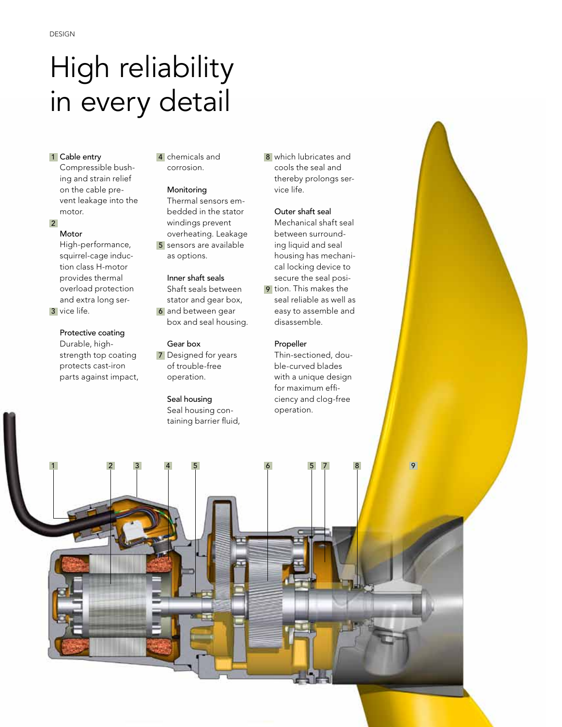# High reliability in every detail

**1 Cable entry**
Compressible bushing and strain relief on the cable prevent leakage into the motor.

**2 Motor**
High-performance, squirrel-cage induction class H-motor provides thermal overload protection and extra long service life.

**3 Protective coating**
Durable, high-strength top coating protects cast-iron parts against impact, chemicals and corrosion.

**4 Monitoring**
Thermal sensors embedded in the stator windings prevent overheating. Leakage sensors are available as options.

**5 Inner shaft seals**
Shaft seals between stator and gear box, and between gear box and seal housing.

**6 Gear box**
Designed for years of trouble-free operation.

**7 Seal housing**
Seal housing containing barrier fluid, which lubricates and cools the seal and thereby prolongs service life.

**8 Outer shaft seal**
Mechanical shaft seal between surrounding liquid and seal housing has mechanical locking device to secure the seal position. This makes the seal reliable as well as easy to assemble and disassemble.

**9 Propeller**
Thin-sectioned, double-curved blades with a unique design for maximum efficiency and clog-free operation.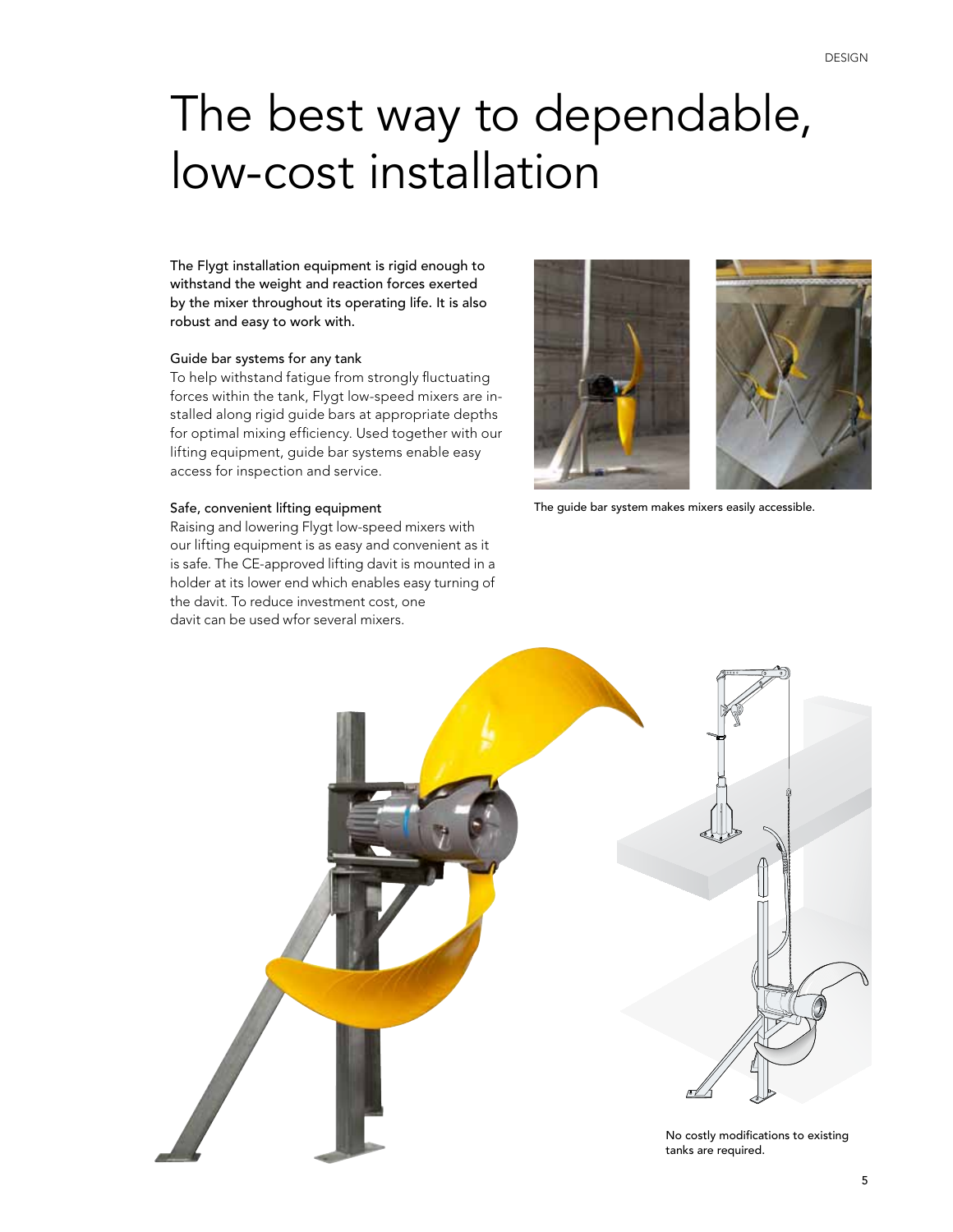# The best way to dependable, low-cost installation

**The Flygt installation equipment is rigid enough to withstand the weight and reaction forces exerted by the mixer throughout its operating life. It is also robust and easy to work with.**

### Guide bar systems for any tank

To help withstand fatigue from strongly fluctuating forces within the tank, Flygt low-speed mixers are installed along rigid guide bars at appropriate depths for optimal mixing efficiency. Used together with our lifting equipment, guide bar systems enable easy access for inspection and service.

### Safe, convenient lifting equipment

Raising and lowering Flygt low-speed mixers with our lifting equipment is as easy and convenient as it is safe. The CE-approved lifting davit is mounted in a holder at its lower end which enables easy turning of the davit. To reduce investment cost, one davit can be used wfor several mixers.

The guide bar system makes mixers easily accessible.

No costly modifications to existing tanks are required.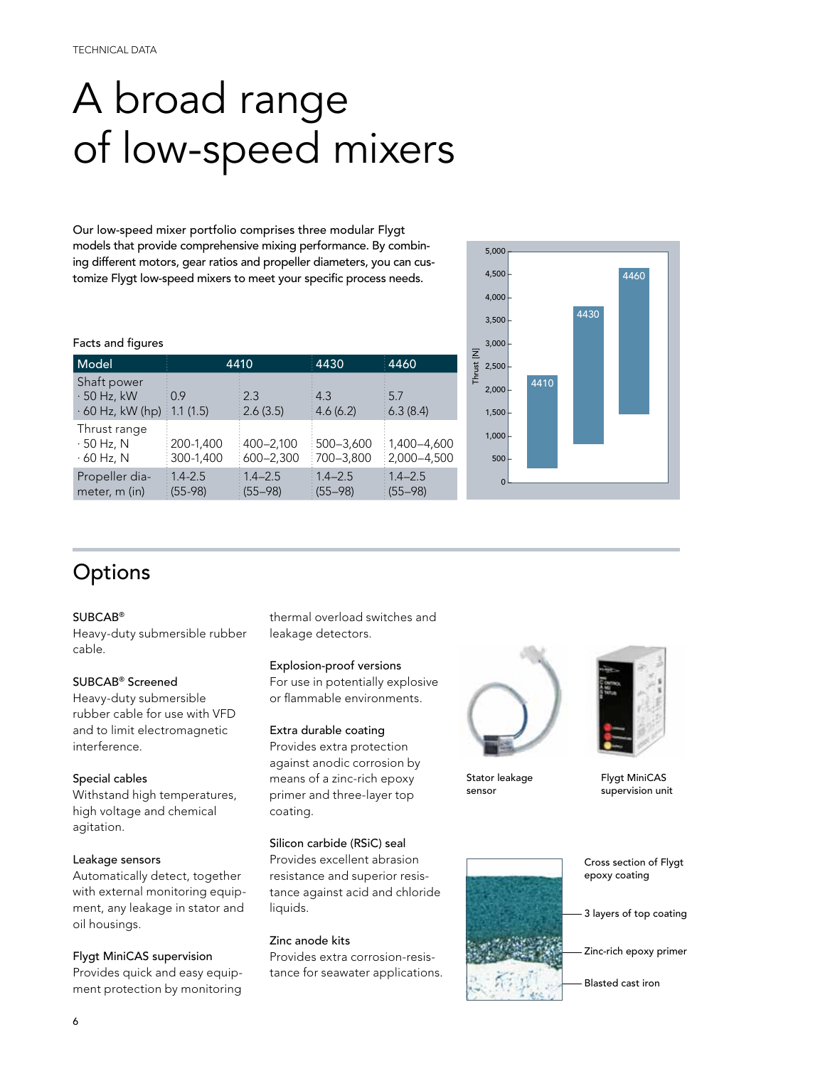TECHNICAL DATA

# A broad range of low-speed mixers

Our low-speed mixer portfolio comprises three modular Flygt models that provide comprehensive mixing performance. By combining different motors, gear ratios and propeller diameters, you can customize Flygt low-speed mixers to meet your specific process needs.

Facts and figures

| Model | 4410 | | 4430 | 4460 |
|---|---|---|---|---|
| Shaft power<br>· 50 Hz, kW<br>· 60 Hz, kW (hp) | 0.9<br>1.1 (1.5) | 2.3<br>2.6 (3.5) | 4.3<br>4.6 (6.2) | 5.7<br>6.3 (8.4) |
| Thrust range<br>· 50 Hz, N<br>· 60 Hz, N | 200-1,400<br>300-1,400 | 400–2,100<br>600–2,300 | 500–3,600<br>700–3,800 | 1,400–4,600<br>2,000–4,500 |
| Propeller diameter, m (in) | 1.4-2.5<br>(55-98) | 1.4–2.5<br>(55–98) | 1.4–2.5<br>(55–98) | 1.4–2.5<br>(55–98) |

## Options

**SUBCAB®**
Heavy-duty submersible rubber cable.

**SUBCAB® Screened**
Heavy-duty submersible rubber cable for use with VFD and to limit electromagnetic interference.

**Special cables**
Withstand high temperatures, high voltage and chemical agitation.

**Leakage sensors**
Automatically detect, together with external monitoring equipment, any leakage in stator and oil housings.

**Flygt MiniCAS supervision**
Provides quick and easy equipment protection by monitoring thermal overload switches and leakage detectors.

**Explosion-proof versions**
For use in potentially explosive or flammable environments.

**Extra durable coating**
Provides extra protection against anodic corrosion by means of a zinc-rich epoxy primer and three-layer top coating.

**Silicon carbide (RSiC) seal**
Provides excellent abrasion resistance and superior resistance against acid and chloride liquids.

**Zinc anode kits**
Provides extra corrosion-resistance for seawater applications.

Stator leakage sensor

Flygt MiniCAS supervision unit

Cross section of Flygt epoxy coating

- 3 layers of top coating
- Zinc-rich epoxy primer
- Blasted cast iron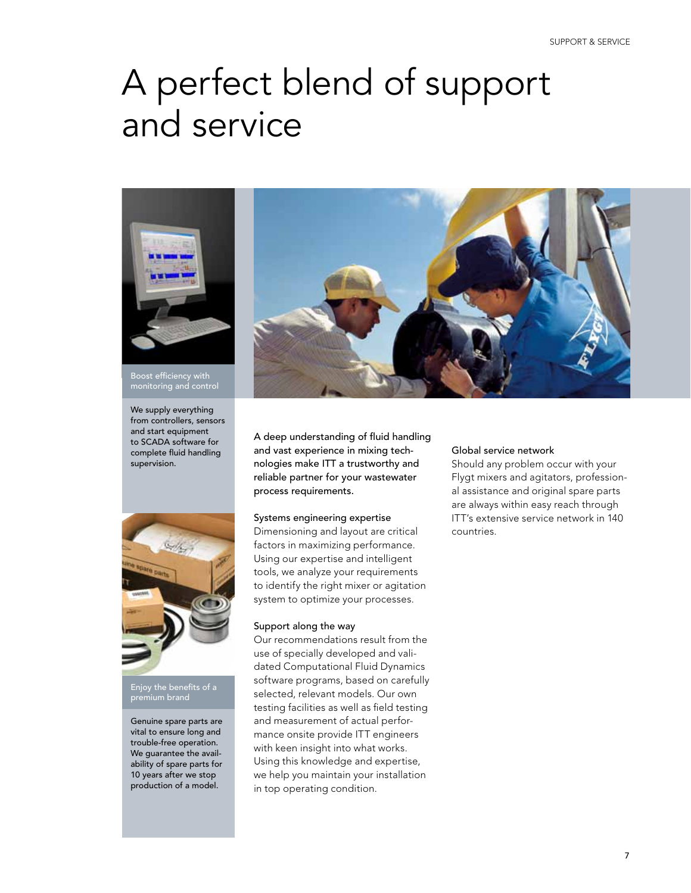# A perfect blend of support and service

Boost efficiency with monitoring and control

We supply everything from controllers, sensors and start equipment to SCADA software for complete fluid handling supervision.

Enjoy the benefits of a premium brand

Genuine spare parts are vital to ensure long and trouble-free operation. We guarantee the availability of spare parts for 10 years after we stop production of a model.

A deep understanding of fluid handling and vast experience in mixing technologies make ITT a trustworthy and reliable partner for your wastewater process requirements.

## Systems engineering expertise

Dimensioning and layout are critical factors in maximizing performance. Using our expertise and intelligent tools, we analyze your requirements to identify the right mixer or agitation system to optimize your processes.

## Support along the way

Our recommendations result from the use of specially developed and validated Computational Fluid Dynamics software programs, based on carefully selected, relevant models. Our own testing facilities as well as field testing and measurement of actual performance onsite provide ITT engineers with keen insight into what works. Using this knowledge and expertise, we help you maintain your installation in top operating condition.

## Global service network

Should any problem occur with your Flygt mixers and agitators, professional assistance and original spare parts are always within easy reach through ITT's extensive service network in 140 countries.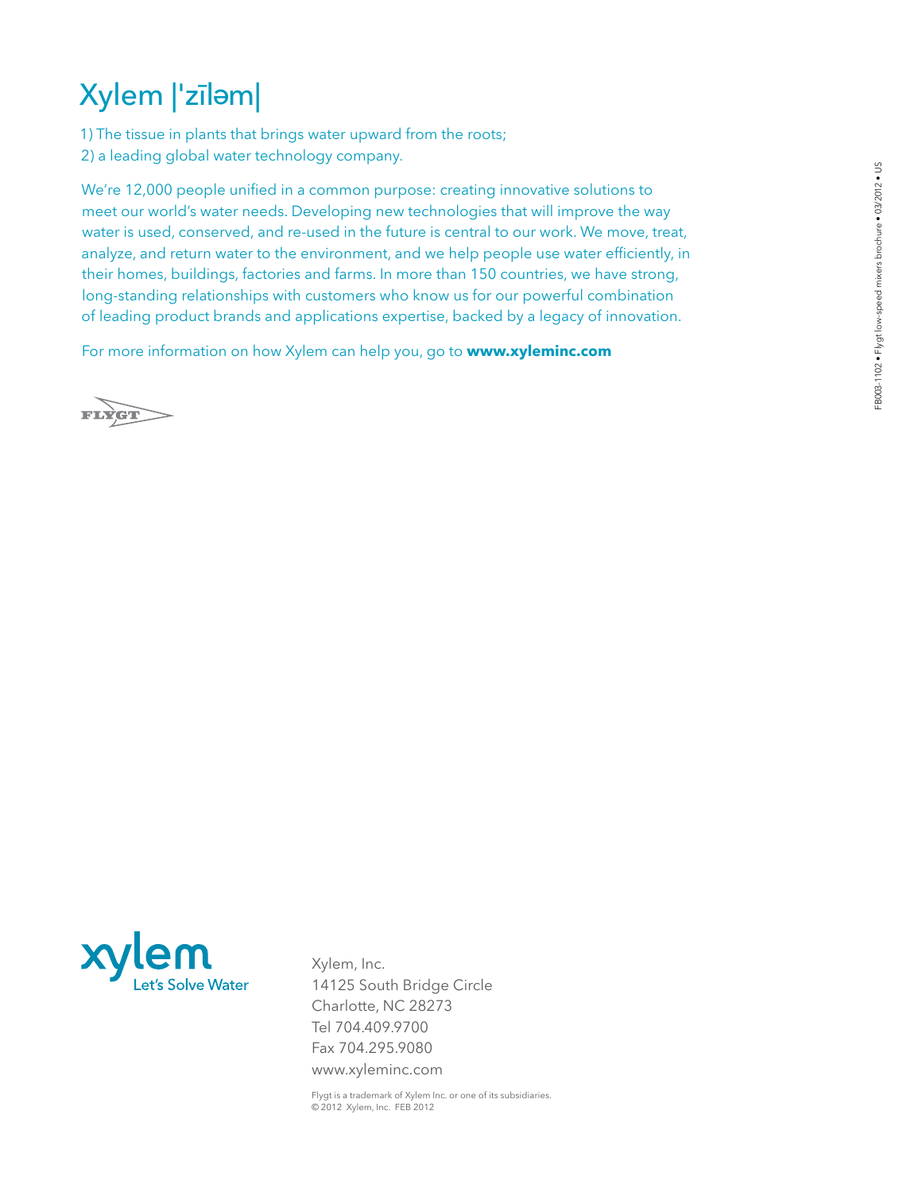# Xylem |'zīləm|

1) The tissue in plants that brings water upward from the roots;
2) a leading global water technology company.

We're 12,000 people unified in a common purpose: creating innovative solutions to meet our world's water needs. Developing new technologies that will improve the way water is used, conserved, and re-used in the future is central to our work. We move, treat, analyze, and return water to the environment, and we help people use water efficiently, in their homes, buildings, factories and farms. In more than 150 countries, we have strong, long-standing relationships with customers who know us for our powerful combination of leading product brands and applications expertise, backed by a legacy of innovation.

For more information on how Xylem can help you, go to **www.xyleminc.com**

FLYGT

xylem
Let's Solve Water

Xylem, Inc.
14125 South Bridge Circle
Charlotte, NC 28273
Tel 704.409.9700
Fax 704.295.9080
www.xyleminc.com

Flygt is a trademark of Xylem Inc. or one of its subsidiaries.
© 2012 Xylem, Inc. FEB 2012

FB003-1102 • Flygt low-speed mixers brochure • 03/2012 • US